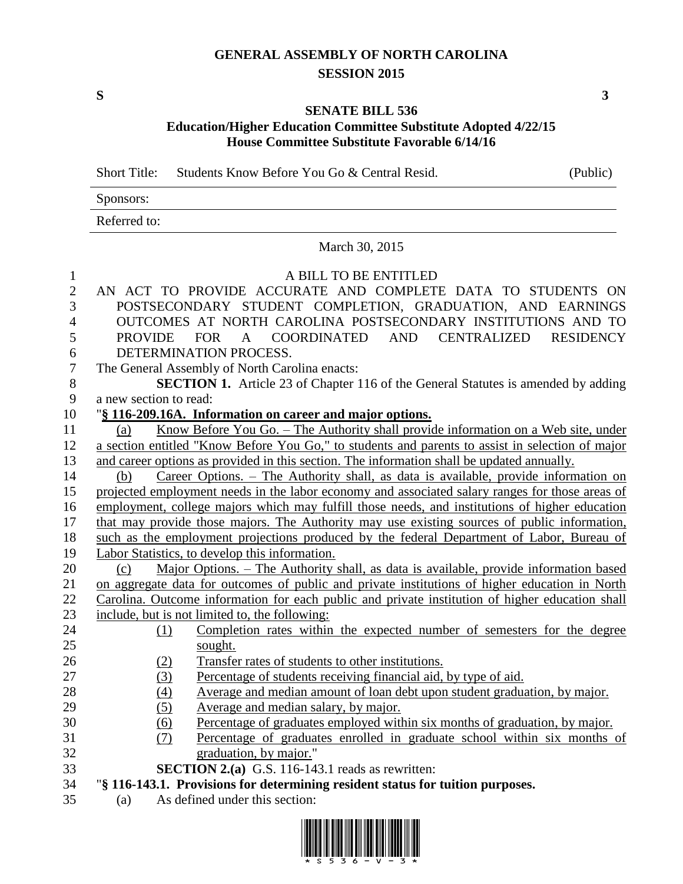# GENERAL ASSEMBLY OF NORTH CAROLINA
## SESSION 2015

**S** **3**

## SENATE BILL 536
### Education/Higher Education Committee Substitute Adopted 4/22/15
### House Committee Substitute Favorable 6/14/16

Short Title: Students Know Before You Go & Central Resid. (Public)

Sponsors:

Referred to:

March 30, 2015

A BILL TO BE ENTITLED

AN ACT TO PROVIDE ACCURATE AND COMPLETE DATA TO STUDENTS ON POSTSECONDARY STUDENT COMPLETION, GRADUATION, AND EARNINGS OUTCOMES AT NORTH CAROLINA POSTSECONDARY INSTITUTIONS AND TO PROVIDE FOR A COORDINATED AND CENTRALIZED RESIDENCY DETERMINATION PROCESS.

The General Assembly of North Carolina enacts:

**SECTION 1.** Article 23 of Chapter 116 of the General Statutes is amended by adding a new section to read:

"**§ 116-209.16A. Information on career and major options.**

(a) Know Before You Go. – The Authority shall provide information on a Web site, under a section entitled "Know Before You Go," to students and parents to assist in selection of major and career options as provided in this section. The information shall be updated annually.

(b) Career Options. – The Authority shall, as data is available, provide information on projected employment needs in the labor economy and associated salary ranges for those areas of employment, college majors which may fulfill those needs, and institutions of higher education that may provide those majors. The Authority may use existing sources of public information, such as the employment projections produced by the federal Department of Labor, Bureau of Labor Statistics, to develop this information.

(c) Major Options. – The Authority shall, as data is available, provide information based on aggregate data for outcomes of public and private institutions of higher education in North Carolina. Outcome information for each public and private institution of higher education shall include, but is not limited to, the following:

(1) Completion rates within the expected number of semesters for the degree sought.
(2) Transfer rates of students to other institutions.
(3) Percentage of students receiving financial aid, by type of aid.
(4) Average and median amount of loan debt upon student graduation, by major.
(5) Average and median salary, by major.
(6) Percentage of graduates employed within six months of graduation, by major.
(7) Percentage of graduates enrolled in graduate school within six months of graduation, by major."

**SECTION 2.(a)** G.S. 116-143.1 reads as rewritten:

"**§ 116-143.1. Provisions for determining resident status for tuition purposes.**

(a) As defined under this section: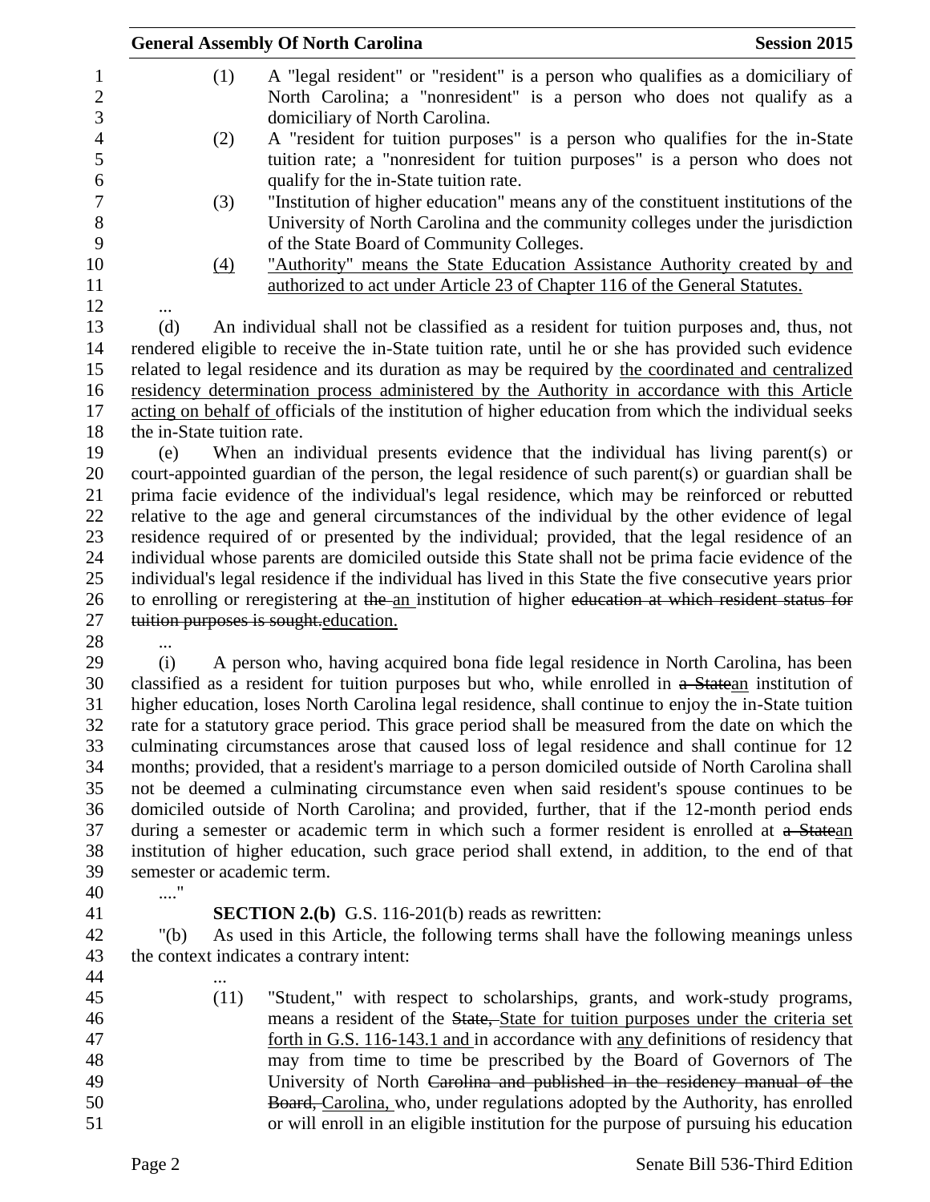(1) A "legal resident" or "resident" is a person who qualifies as a domiciliary of North Carolina; a "nonresident" is a person who does not qualify as a domiciliary of North Carolina.

(2) A "resident for tuition purposes" is a person who qualifies for the in-State tuition rate; a "nonresident for tuition purposes" is a person who does not qualify for the in-State tuition rate.

(3) "Institution of higher education" means any of the constituent institutions of the University of North Carolina and the community colleges under the jurisdiction of the State Board of Community Colleges.

(4) "Authority" means the State Education Assistance Authority created by and authorized to act under Article 23 of Chapter 116 of the General Statutes.

...

(d) An individual shall not be classified as a resident for tuition purposes and, thus, not rendered eligible to receive the in-State tuition rate, until he or she has provided such evidence related to legal residence and its duration as may be required by the coordinated and centralized residency determination process administered by the Authority in accordance with this Article acting on behalf of officials of the institution of higher education from which the individual seeks the in-State tuition rate.

(e) When an individual presents evidence that the individual has living parent(s) or court-appointed guardian of the person, the legal residence of such parent(s) or guardian shall be prima facie evidence of the individual's legal residence, which may be reinforced or rebutted relative to the age and general circumstances of the individual by the other evidence of legal residence required of or presented by the individual; provided, that the legal residence of an individual whose parents are domiciled outside this State shall not be prima facie evidence of the individual's legal residence if the individual has lived in this State the five consecutive years prior to enrolling or reregistering at ~~the~~ an institution of higher ~~education at which resident status for tuition purposes is sought.~~education.

...

(i) A person who, having acquired bona fide legal residence in North Carolina, has been classified as a resident for tuition purposes but who, while enrolled in ~~a State~~an institution of higher education, loses North Carolina legal residence, shall continue to enjoy the in-State tuition rate for a statutory grace period. This grace period shall be measured from the date on which the culminating circumstances arose that caused loss of legal residence and shall continue for 12 months; provided, that a resident's marriage to a person domiciled outside of North Carolina shall not be deemed a culminating circumstance even when said resident's spouse continues to be domiciled outside of North Carolina; and provided, further, that if the 12-month period ends during a semester or academic term in which such a former resident is enrolled at ~~a State~~an institution of higher education, such grace period shall extend, in addition, to the end of that semester or academic term.

...."

**SECTION 2.(b)** G.S. 116-201(b) reads as rewritten:

"(b) As used in this Article, the following terms shall have the following meanings unless the context indicates a contrary intent:

...

(11) "Student," with respect to scholarships, grants, and work-study programs, means a resident of the ~~State,~~ State for tuition purposes under the criteria set forth in G.S. 116-143.1 and in accordance with any definitions of residency that may from time to time be prescribed by the Board of Governors of The University of North ~~Carolina and published in the residency manual of the Board,~~ Carolina, who, under regulations adopted by the Authority, has enrolled or will enroll in an eligible institution for the purpose of pursuing his education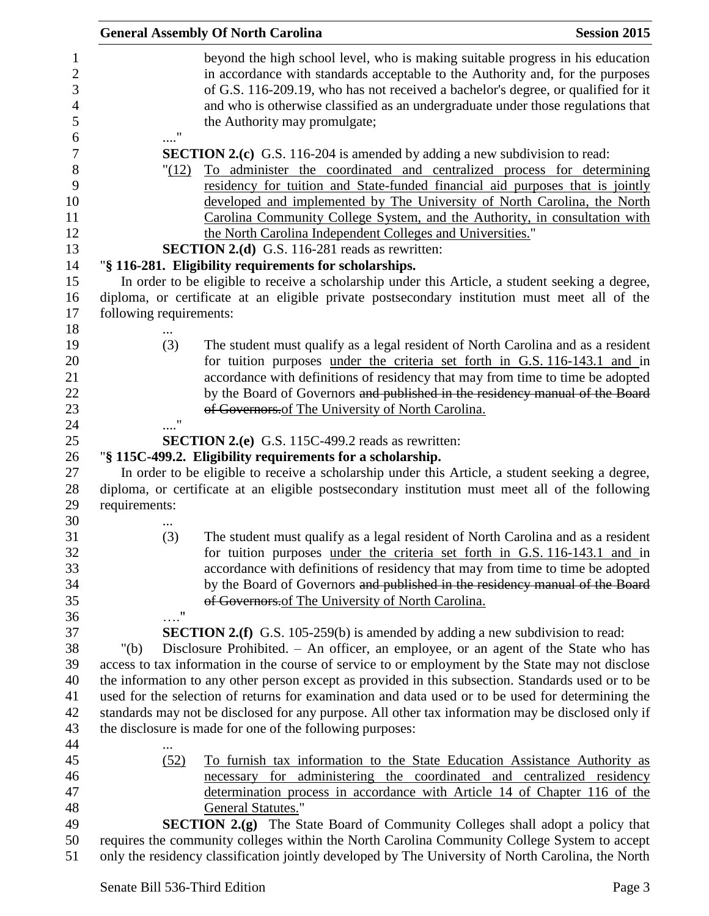beyond the high school level, who is making suitable progress in his education in accordance with standards acceptable to the Authority and, for the purposes of G.S. 116-209.19, who has not received a bachelor's degree, or qualified for it and who is otherwise classified as an undergraduate under those regulations that the Authority may promulgate;

...."

**SECTION 2.(c)** G.S. 116-204 is amended by adding a new subdivision to read:

"(12) To administer the coordinated and centralized process for determining residency for tuition and State-funded financial aid purposes that is jointly developed and implemented by The University of North Carolina, the North Carolina Community College System, and the Authority, in consultation with the North Carolina Independent Colleges and Universities."

**SECTION 2.(d)** G.S. 116-281 reads as rewritten:

"**§ 116-281. Eligibility requirements for scholarships.**

In order to be eligible to receive a scholarship under this Article, a student seeking a degree, diploma, or certificate at an eligible private postsecondary institution must meet all of the following requirements:

...

(3) The student must qualify as a legal resident of North Carolina and as a resident for tuition purposes under the criteria set forth in G.S. 116-143.1 and in accordance with definitions of residency that may from time to time be adopted by the Board of Governors ~~and published in the residency manual of the Board of Governors.~~of The University of North Carolina.

...."

**SECTION 2.(e)** G.S. 115C-499.2 reads as rewritten:

"**§ 115C-499.2. Eligibility requirements for a scholarship.**

In order to be eligible to receive a scholarship under this Article, a student seeking a degree, diploma, or certificate at an eligible postsecondary institution must meet all of the following requirements:

...

(3) The student must qualify as a legal resident of North Carolina and as a resident for tuition purposes under the criteria set forth in G.S. 116-143.1 and in accordance with definitions of residency that may from time to time be adopted by the Board of Governors ~~and published in the residency manual of the Board of Governors.~~of The University of North Carolina.

…."

**SECTION 2.(f)** G.S. 105-259(b) is amended by adding a new subdivision to read:

"(b) Disclosure Prohibited. – An officer, an employee, or an agent of the State who has access to tax information in the course of service to or employment by the State may not disclose the information to any other person except as provided in this subsection. Standards used or to be used for the selection of returns for examination and data used or to be used for determining the standards may not be disclosed for any purpose. All other tax information may be disclosed only if the disclosure is made for one of the following purposes:

...

(52) To furnish tax information to the State Education Assistance Authority as necessary for administering the coordinated and centralized residency determination process in accordance with Article 14 of Chapter 116 of the General Statutes."

**SECTION 2.(g)** The State Board of Community Colleges shall adopt a policy that requires the community colleges within the North Carolina Community College System to accept only the residency classification jointly developed by The University of North Carolina, the North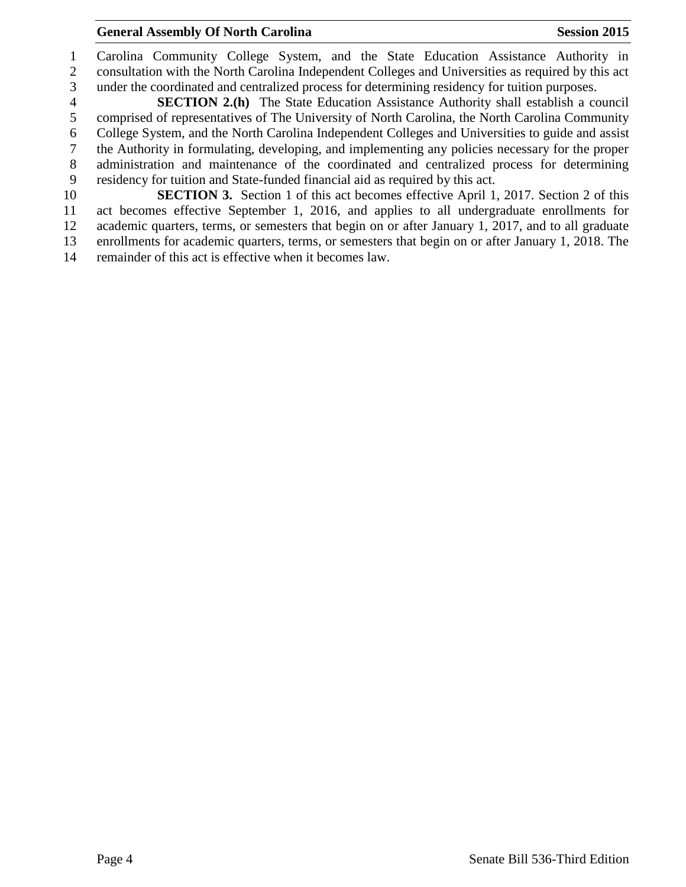Carolina Community College System, and the State Education Assistance Authority in consultation with the North Carolina Independent Colleges and Universities as required by this act under the coordinated and centralized process for determining residency for tuition purposes.

**SECTION 2.(h)** The State Education Assistance Authority shall establish a council comprised of representatives of The University of North Carolina, the North Carolina Community College System, and the North Carolina Independent Colleges and Universities to guide and assist the Authority in formulating, developing, and implementing any policies necessary for the proper administration and maintenance of the coordinated and centralized process for determining residency for tuition and State-funded financial aid as required by this act.

**SECTION 3.** Section 1 of this act becomes effective April 1, 2017. Section 2 of this act becomes effective September 1, 2016, and applies to all undergraduate enrollments for academic quarters, terms, or semesters that begin on or after January 1, 2017, and to all graduate enrollments for academic quarters, terms, or semesters that begin on or after January 1, 2018. The remainder of this act is effective when it becomes law.